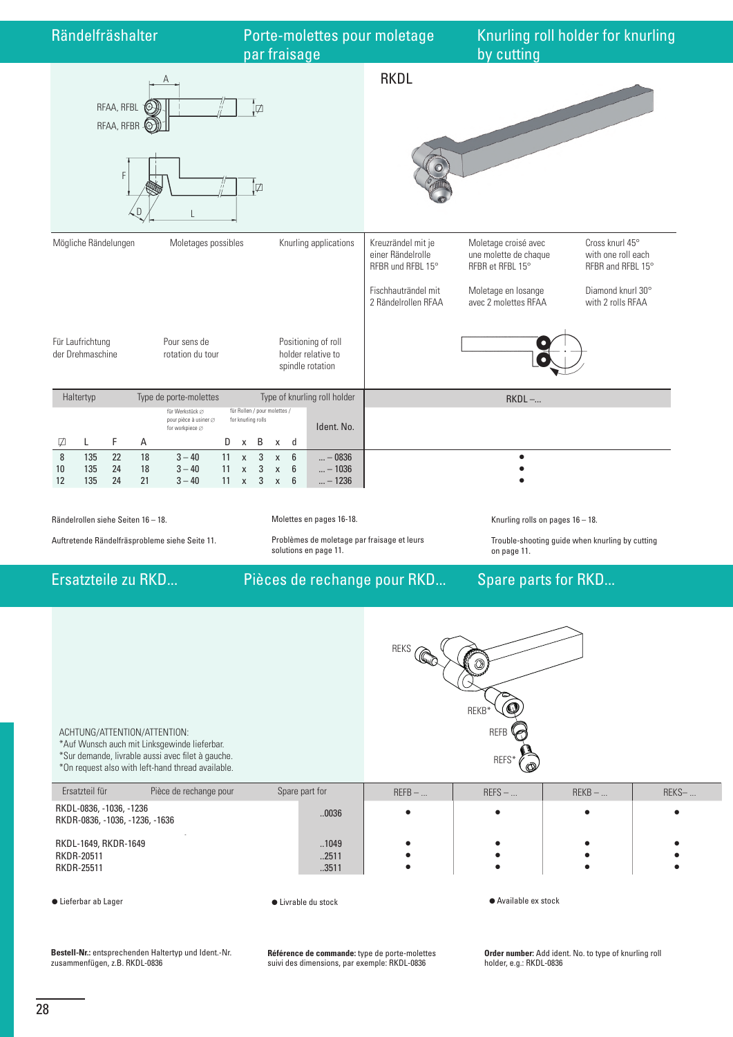# Rändelfräshalter | Porte-molettes pour moletage par fraisage | Knurling roll holder for knurling by cutting

RFAA, RFBL

RFAA, RFBR

A

F

D

L

RKDL

| Mögliche Rändelungen | Moletages possibles | Knurling applications | Kreuzrändel mit je einer Rändelrolle RFBR und RFBL 15° | Moletage croisé avec une molette de chaque RFBR et RFBL 15° | Cross knurl 45° with one roll each RFBR and RFBL 15° |
|---|---|---|---|---|---|
| | | | Fischhaut­rändel mit 2 Rändelrollen RFAA | Moletage en losange avec 2 molettes RFAA | Diamond knurl 30° with 2 rolls RFAA |

| Für Laufrichtung der Drehmaschine | Pour sens de rotation du tour | Positioning of roll holder relative to spindle rotation |
|---|---|---|

| Haltertyp | | | | Type de porte-molettes | Type of knurling roll holder | | RKDL –... |
|---|---|---|---|---|---|---|---|
| | | | | für Werkstück ∅ / pour pièce à usiner ∅ / for workpiece ∅ | für Rollen / pour molettes / for knurling rolls | Ident. No. | |
| ◻ | L | F | A | | D x B x d | | |
| 8 | 135 | 22 | 18 | 3 – 40 | 11 x 3 x 6 | ... – 0836 | ● |
| 10 | 135 | 24 | 18 | 3 – 40 | 11 x 3 x 6 | ... – 1036 | ● |
| 12 | 135 | 24 | 21 | 3 – 40 | 11 x 3 x 6 | ... – 1236 | ● |

Rändelrollen siehe Seiten 16 – 18.

Auftretende Rändelfräsprobleme siehe Seite 11.

Molettes en pages 16-18.

Problèmes de moletage par fraisage et leurs solutions en page 11.

Knurling rolls on pages 16 – 18.

Trouble-shooting guide when knurling by cutting on page 11.

# Ersatzteile zu RKD... | Pièces de rechange pour RKD... | Spare parts for RKD...

REKS

REKB*

REFB

REFS*

ACHTUNG/ATTENTION/ATTENTION:
*Auf Wunsch auch mit Linksgewinde lieferbar.
*Sur demande, livrable aussi avec filet à gauche.
*On request also with left-hand thread available.

| Ersatzteil für / Pièce de rechange pour / Spare part for | | REFB – ... | REFS – ... | REKB – ... | REKS– ... |
|---|---|---|---|---|---|
| RKDL-0836, -1036, -1236<br>RKDR-0836, -1036, -1236, -1636 | ..0036 | ● | ● | ● | ● |
| RKDL-1649, RKDR-1649 | ..1049 | ● | ● | ● | ● |
| RKDR-20511 | ..2511 | ● | ● | ● | ● |
| RKDR-25511 | ..3511 | ● | ● | ● | ● |

● Lieferbar ab Lager

● Livrable du stock

● Available ex stock

**Bestell-Nr.:** entsprechenden Haltertyp und Ident.-Nr. zusammenfügen, z.B. RKDL-0836

**Référence de commande:** type de porte-molettes suivi des dimensions, par exemple: RKDL-0836

**Order number:** Add ident. No. to type of knurling roll holder, e.g.: RKDL-0836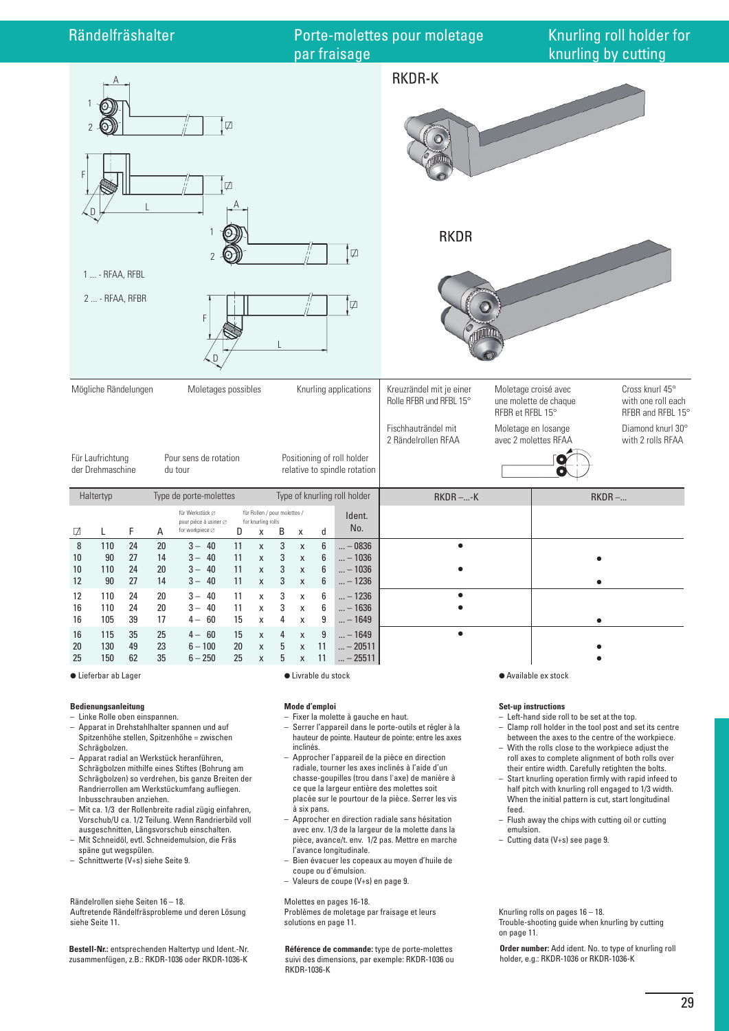# Rändelfräshalter

# Porte-molettes pour moletage par fraisage

# Knurling roll holder for knurling by cutting

A

1

2

F

L

D

1 ... - RFAA, RFBL

2 ... - RFAA, RFBR

## RKDR-K

## RKDR

| Mögliche Rändelungen | Moletages possibles | Knurling applications | Kreuzrändel mit je einer Rolle RFBR und RFBL 15° | Moletage croisé avec une molette de chaque RFBR et RFBL 15° | Cross knurl 45° with one roll each RFBR and RFBL 15° |
|---|---|---|---|---|---|
| | | | Fischhauträndel mit 2 Rändelrollen RFAA | Moletage en losange avec 2 molettes RFAA | Diamond knurl 30° with 2 rolls RFAA |
| Für Laufrichtung der Drehmaschine | Pour sens de rotation du tour | Positioning of roll holder relative to spindle rotation | | | |

| Haltertyp | | | Type de porte-molettes | | | | | | Type of knurling roll holder | RKDR –...-K | RKDR –... |
|---|---|---|---|---|---|---|---|---|---|---|---|
| ◻ | L | F | A | für Werkstück ∅ / pour pièce à usiner ∅ / for workpiece ∅ | für Rollen / pour molettes / for knurling rolls D | x B | x | d | Ident. No. | | |
| 8 | 110 | 24 | 20 | 3 – 40 | 11 | x 3 | x | 6 | ... – 0836 | ● | |
| 10 | 90 | 27 | 14 | 3 – 40 | 11 | x 3 | x | 6 | ... – 1036 | | ● |
| 10 | 110 | 24 | 20 | 3 – 40 | 11 | x 3 | x | 6 | ... – 1036 | ● | |
| 12 | 90 | 27 | 14 | 3 – 40 | 11 | x 3 | x | 6 | ... – 1236 | | ● |
| 12 | 110 | 24 | 20 | 3 – 40 | 11 | x 3 | x | 6 | ... – 1236 | ● | |
| 16 | 110 | 24 | 20 | 3 – 40 | 11 | x 3 | x | 6 | ... – 1636 | ● | |
| 16 | 105 | 39 | 17 | 4 – 60 | 15 | x 4 | x | 9 | ... – 1649 | | ● |
| 16 | 115 | 35 | 25 | 4 – 60 | 15 | x 4 | x | 9 | ... – 1649 | ● | |
| 20 | 130 | 49 | 23 | 6 – 100 | 20 | x 5 | x | 11 | ... – 20511 | | ● |
| 25 | 150 | 62 | 35 | 6 – 250 | 25 | x 5 | x | 11 | ... – 25511 | | ● |

● Lieferbar ab Lager ● Livrable du stock ● Available ex stock

**Bedienungsanleitung**

- Linke Rolle oben einspannen.
- Apparat in Drehstahlhalter spannen und auf Spitzenhöhe stellen, Spitzenhöhe = zwischen Schrägbolzen.
- Apparat radial an Werkstück heranführen, Schrägbolzen mithilfe eines Stiftes (Bohrung am Schrägbolzen) so verdrehen, bis ganze Breiten der Randrierrollen am Werkstückumfang aufliegen. Inbusschrauben anziehen.
- Mit ca. 1/3 der Rollenbreite radial zügig einfahren, Vorschub/U ca. 1/2 Teilung. Wenn Randrierbild voll ausgeschnitten, Längsvorschub einschalten.
- Mit Schneidöl, evtl. Schneidemulsion, die Fräs späne gut wegspülen.
- Schnittwerte (V+s) siehe Seite 9.

Rändelrollen siehe Seiten 16 – 18.
Auftretende Rändelfräsprobleme und deren Lösung siehe Seite 11.

**Bestell-Nr.:** entsprechenden Haltertyp und Ident.-Nr. zusammenfügen, z.B.: RKDR-1036 oder RKDR-1036-K

**Mode d'emploi**

- Fixer la molette à gauche en haut.
- Serrer l'appareil dans le porte-outils et régler à la hauteur de pointe. Hauteur de pointe: entre les axes inclinés.
- Approcher l'appareil de la pièce en direction radiale, tourner les axes inclinés à l'aide d'un chasse-goupilles (trou dans l'axe) de manière à ce que la largeur entière des molettes soit placée sur le pourtour de la pièce. Serrer les vis à six pans.
- Approcher en direction radiale sans hésitation avec env. 1/3 de la largeur de la molette dans la pièce, avance/t. env. 1/2 pas. Mettre en marche l'avance longitudinale.
- Bien évacuer les copeaux au moyen d'huile de coupe ou d'émulsion.
- Valeurs de coupe (V+s) en page 9.

Molettes en pages 16-18.
Problèmes de moletage par fraisage et leurs solutions en page 11.

**Référence de commande:** type de porte-molettes suivi des dimensions, par exemple: RKDR-1036 ou RKDR-1036-K

**Set-up instructions**

- Left-hand side roll to be set at the top.
- Clamp roll holder in the tool post and set its centre between the axes to the centre of the workpiece.
- With the rolls close to the workpiece adjust the roll axes to complete alignment of both rolls over their entire width. Carefully retighten the bolts.
- Start knurling operation firmly with rapid infeed to half pitch with knurling roll engaged to 1/3 width. When the initial pattern is cut, start longitudinal feed.
- Flush away the chips with cutting oil or cutting emulsion.
- Cutting data (V+s) see page 9.

Knurling rolls on pages 16 – 18.
Trouble-shooting guide when knurling by cutting on page 11.

**Order number:** Add ident. No. to type of knurling roll holder, e.g.: RKDR-1036 or RKDR-1036-K